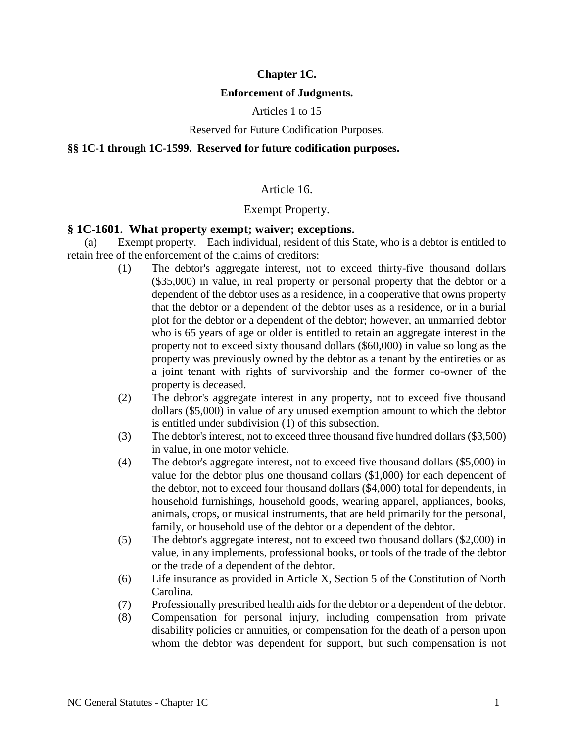# Chapter 1C.

## Enforcement of Judgments.

Articles 1 to 15

Reserved for Future Codification Purposes.

**§§ 1C-1 through 1C-1599. Reserved for future codification purposes.**

## Article 16.

## Exempt Property.

### § 1C-1601. What property exempt; waiver; exceptions.

(a) Exempt property. – Each individual, resident of this State, who is a debtor is entitled to retain free of the enforcement of the claims of creditors:

(1) The debtor's aggregate interest, not to exceed thirty-five thousand dollars ($35,000) in value, in real property or personal property that the debtor or a dependent of the debtor uses as a residence, in a cooperative that owns property that the debtor or a dependent of the debtor uses as a residence, or in a burial plot for the debtor or a dependent of the debtor; however, an unmarried debtor who is 65 years of age or older is entitled to retain an aggregate interest in the property not to exceed sixty thousand dollars ($60,000) in value so long as the property was previously owned by the debtor as a tenant by the entireties or as a joint tenant with rights of survivorship and the former co-owner of the property is deceased.

(2) The debtor's aggregate interest in any property, not to exceed five thousand dollars ($5,000) in value of any unused exemption amount to which the debtor is entitled under subdivision (1) of this subsection.

(3) The debtor's interest, not to exceed three thousand five hundred dollars ($3,500) in value, in one motor vehicle.

(4) The debtor's aggregate interest, not to exceed five thousand dollars ($5,000) in value for the debtor plus one thousand dollars ($1,000) for each dependent of the debtor, not to exceed four thousand dollars ($4,000) total for dependents, in household furnishings, household goods, wearing apparel, appliances, books, animals, crops, or musical instruments, that are held primarily for the personal, family, or household use of the debtor or a dependent of the debtor.

(5) The debtor's aggregate interest, not to exceed two thousand dollars ($2,000) in value, in any implements, professional books, or tools of the trade of the debtor or the trade of a dependent of the debtor.

(6) Life insurance as provided in Article X, Section 5 of the Constitution of North Carolina.

(7) Professionally prescribed health aids for the debtor or a dependent of the debtor.

(8) Compensation for personal injury, including compensation from private disability policies or annuities, or compensation for the death of a person upon whom the debtor was dependent for support, but such compensation is not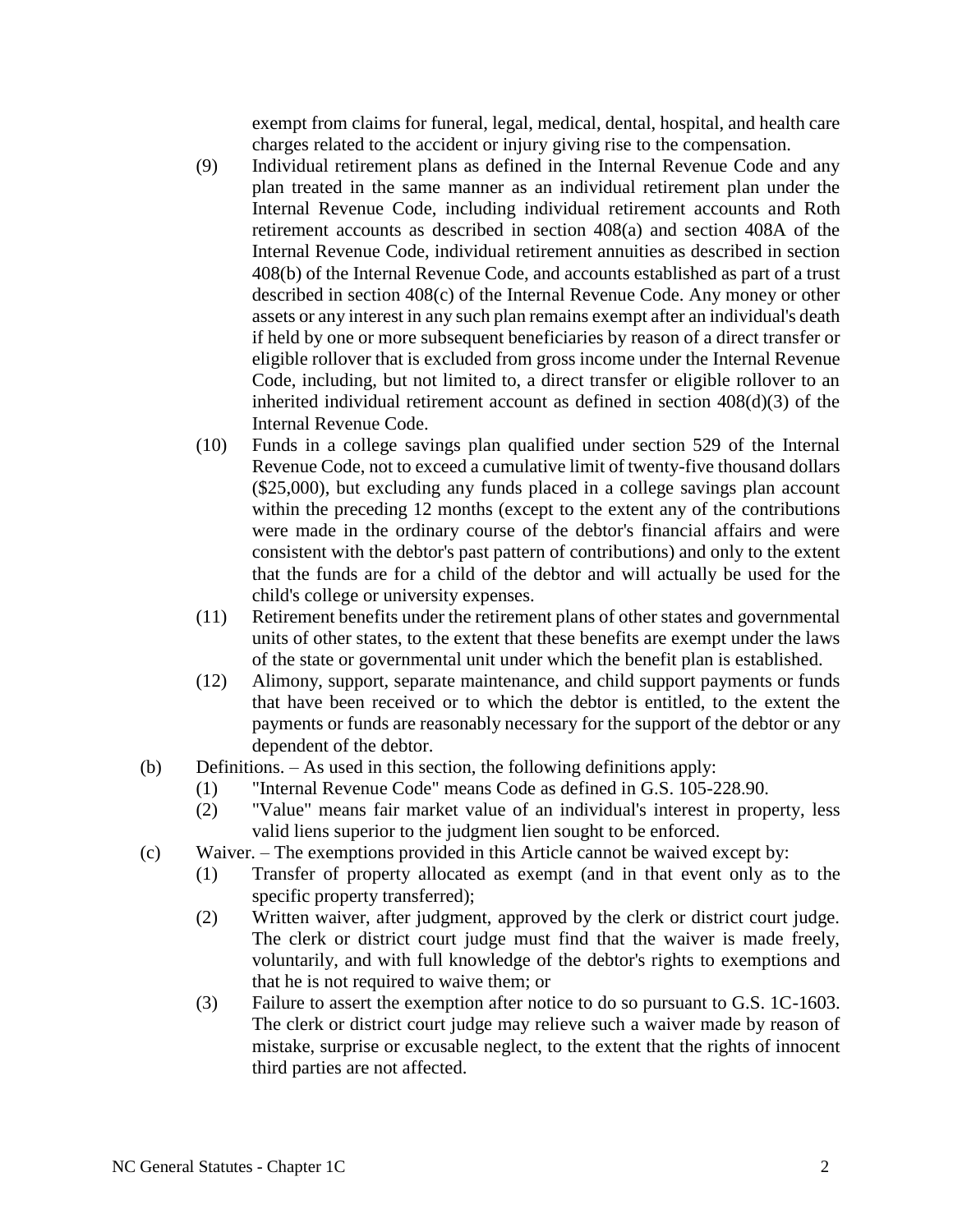exempt from claims for funeral, legal, medical, dental, hospital, and health care charges related to the accident or injury giving rise to the compensation.

(9) Individual retirement plans as defined in the Internal Revenue Code and any plan treated in the same manner as an individual retirement plan under the Internal Revenue Code, including individual retirement accounts and Roth retirement accounts as described in section 408(a) and section 408A of the Internal Revenue Code, individual retirement annuities as described in section 408(b) of the Internal Revenue Code, and accounts established as part of a trust described in section 408(c) of the Internal Revenue Code. Any money or other assets or any interest in any such plan remains exempt after an individual's death if held by one or more subsequent beneficiaries by reason of a direct transfer or eligible rollover that is excluded from gross income under the Internal Revenue Code, including, but not limited to, a direct transfer or eligible rollover to an inherited individual retirement account as defined in section 408(d)(3) of the Internal Revenue Code.

(10) Funds in a college savings plan qualified under section 529 of the Internal Revenue Code, not to exceed a cumulative limit of twenty-five thousand dollars ($25,000), but excluding any funds placed in a college savings plan account within the preceding 12 months (except to the extent any of the contributions were made in the ordinary course of the debtor's financial affairs and were consistent with the debtor's past pattern of contributions) and only to the extent that the funds are for a child of the debtor and will actually be used for the child's college or university expenses.

(11) Retirement benefits under the retirement plans of other states and governmental units of other states, to the extent that these benefits are exempt under the laws of the state or governmental unit under which the benefit plan is established.

(12) Alimony, support, separate maintenance, and child support payments or funds that have been received or to which the debtor is entitled, to the extent the payments or funds are reasonably necessary for the support of the debtor or any dependent of the debtor.

(b) Definitions. – As used in this section, the following definitions apply:

(1) "Internal Revenue Code" means Code as defined in G.S. 105-228.90.

(2) "Value" means fair market value of an individual's interest in property, less valid liens superior to the judgment lien sought to be enforced.

(c) Waiver. – The exemptions provided in this Article cannot be waived except by:

(1) Transfer of property allocated as exempt (and in that event only as to the specific property transferred);

(2) Written waiver, after judgment, approved by the clerk or district court judge. The clerk or district court judge must find that the waiver is made freely, voluntarily, and with full knowledge of the debtor's rights to exemptions and that he is not required to waive them; or

(3) Failure to assert the exemption after notice to do so pursuant to G.S. 1C-1603. The clerk or district court judge may relieve such a waiver made by reason of mistake, surprise or excusable neglect, to the extent that the rights of innocent third parties are not affected.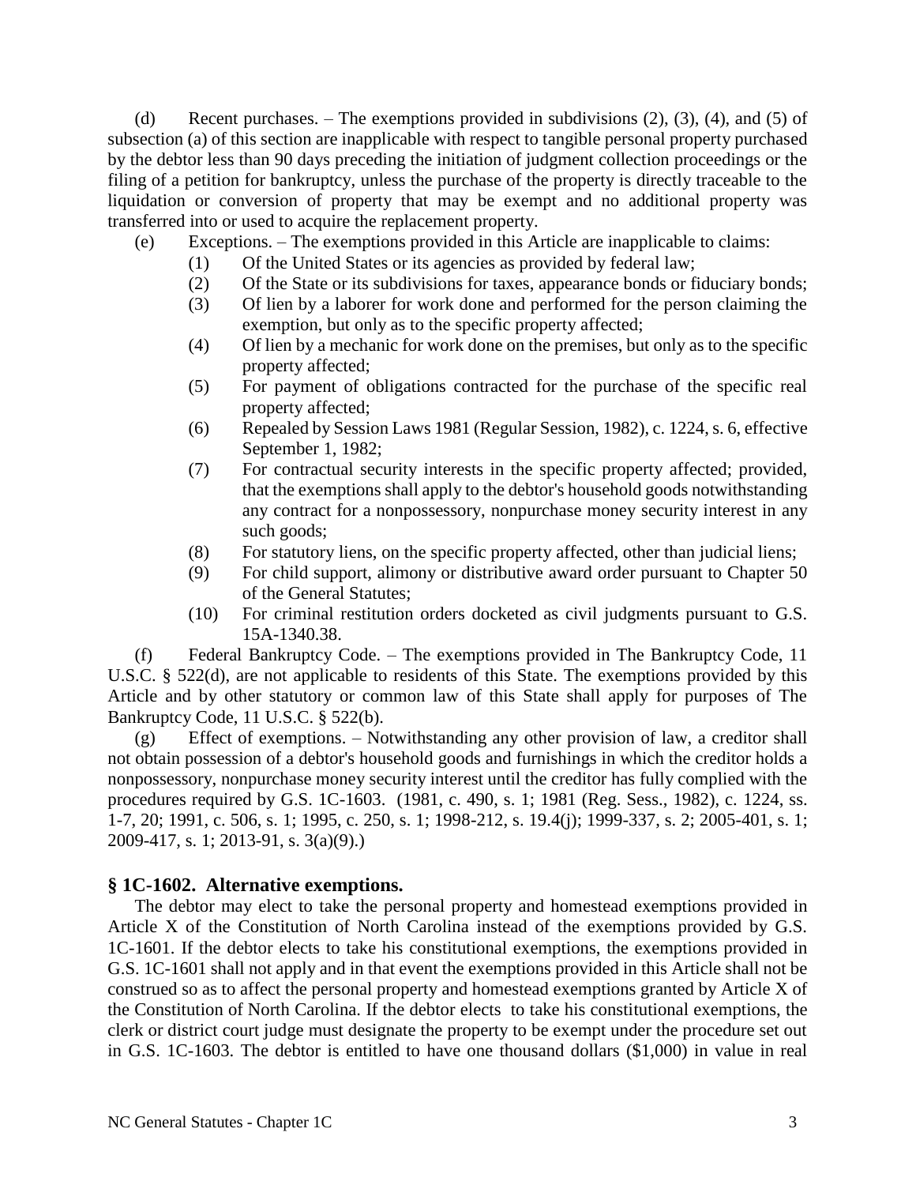(d) Recent purchases. – The exemptions provided in subdivisions (2), (3), (4), and (5) of subsection (a) of this section are inapplicable with respect to tangible personal property purchased by the debtor less than 90 days preceding the initiation of judgment collection proceedings or the filing of a petition for bankruptcy, unless the purchase of the property is directly traceable to the liquidation or conversion of property that may be exempt and no additional property was transferred into or used to acquire the replacement property.

(e) Exceptions. – The exemptions provided in this Article are inapplicable to claims:

(1) Of the United States or its agencies as provided by federal law;

(2) Of the State or its subdivisions for taxes, appearance bonds or fiduciary bonds;

(3) Of lien by a laborer for work done and performed for the person claiming the exemption, but only as to the specific property affected;

(4) Of lien by a mechanic for work done on the premises, but only as to the specific property affected;

(5) For payment of obligations contracted for the purchase of the specific real property affected;

(6) Repealed by Session Laws 1981 (Regular Session, 1982), c. 1224, s. 6, effective September 1, 1982;

(7) For contractual security interests in the specific property affected; provided, that the exemptions shall apply to the debtor's household goods notwithstanding any contract for a nonpossessory, nonpurchase money security interest in any such goods;

(8) For statutory liens, on the specific property affected, other than judicial liens;

(9) For child support, alimony or distributive award order pursuant to Chapter 50 of the General Statutes;

(10) For criminal restitution orders docketed as civil judgments pursuant to G.S. 15A-1340.38.

(f) Federal Bankruptcy Code. – The exemptions provided in The Bankruptcy Code, 11 U.S.C. § 522(d), are not applicable to residents of this State. The exemptions provided by this Article and by other statutory or common law of this State shall apply for purposes of The Bankruptcy Code, 11 U.S.C. § 522(b).

(g) Effect of exemptions. – Notwithstanding any other provision of law, a creditor shall not obtain possession of a debtor's household goods and furnishings in which the creditor holds a nonpossessory, nonpurchase money security interest until the creditor has fully complied with the procedures required by G.S. 1C-1603. (1981, c. 490, s. 1; 1981 (Reg. Sess., 1982), c. 1224, ss. 1-7, 20; 1991, c. 506, s. 1; 1995, c. 250, s. 1; 1998-212, s. 19.4(j); 1999-337, s. 2; 2005-401, s. 1; 2009-417, s. 1; 2013-91, s. 3(a)(9).)

### § 1C-1602. Alternative exemptions.

The debtor may elect to take the personal property and homestead exemptions provided in Article X of the Constitution of North Carolina instead of the exemptions provided by G.S. 1C-1601. If the debtor elects to take his constitutional exemptions, the exemptions provided in G.S. 1C-1601 shall not apply and in that event the exemptions provided in this Article shall not be construed so as to affect the personal property and homestead exemptions granted by Article X of the Constitution of North Carolina. If the debtor elects to take his constitutional exemptions, the clerk or district court judge must designate the property to be exempt under the procedure set out in G.S. 1C-1603. The debtor is entitled to have one thousand dollars ($1,000) in value in real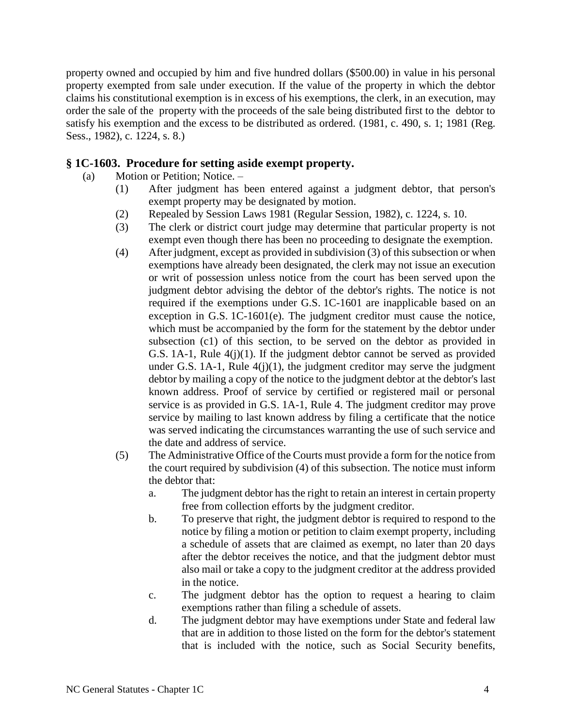property owned and occupied by him and five hundred dollars ($500.00) in value in his personal property exempted from sale under execution. If the value of the property in which the debtor claims his constitutional exemption is in excess of his exemptions, the clerk, in an execution, may order the sale of the property with the proceeds of the sale being distributed first to the debtor to satisfy his exemption and the excess to be distributed as ordered. (1981, c. 490, s. 1; 1981 (Reg. Sess., 1982), c. 1224, s. 8.)

### § 1C-1603. Procedure for setting aside exempt property.

(a) Motion or Petition; Notice. –

(1) After judgment has been entered against a judgment debtor, that person's exempt property may be designated by motion.

(2) Repealed by Session Laws 1981 (Regular Session, 1982), c. 1224, s. 10.

(3) The clerk or district court judge may determine that particular property is not exempt even though there has been no proceeding to designate the exemption.

(4) After judgment, except as provided in subdivision (3) of this subsection or when exemptions have already been designated, the clerk may not issue an execution or writ of possession unless notice from the court has been served upon the judgment debtor advising the debtor of the debtor's rights. The notice is not required if the exemptions under G.S. 1C-1601 are inapplicable based on an exception in G.S. 1C-1601(e). The judgment creditor must cause the notice, which must be accompanied by the form for the statement by the debtor under subsection (c1) of this section, to be served on the debtor as provided in G.S. 1A-1, Rule 4(j)(1). If the judgment debtor cannot be served as provided under G.S. 1A-1, Rule 4(j)(1), the judgment creditor may serve the judgment debtor by mailing a copy of the notice to the judgment debtor at the debtor's last known address. Proof of service by certified or registered mail or personal service is as provided in G.S. 1A-1, Rule 4. The judgment creditor may prove service by mailing to last known address by filing a certificate that the notice was served indicating the circumstances warranting the use of such service and the date and address of service.

(5) The Administrative Office of the Courts must provide a form for the notice from the court required by subdivision (4) of this subsection. The notice must inform the debtor that:

a. The judgment debtor has the right to retain an interest in certain property free from collection efforts by the judgment creditor.

b. To preserve that right, the judgment debtor is required to respond to the notice by filing a motion or petition to claim exempt property, including a schedule of assets that are claimed as exempt, no later than 20 days after the debtor receives the notice, and that the judgment debtor must also mail or take a copy to the judgment creditor at the address provided in the notice.

c. The judgment debtor has the option to request a hearing to claim exemptions rather than filing a schedule of assets.

d. The judgment debtor may have exemptions under State and federal law that are in addition to those listed on the form for the debtor's statement that is included with the notice, such as Social Security benefits,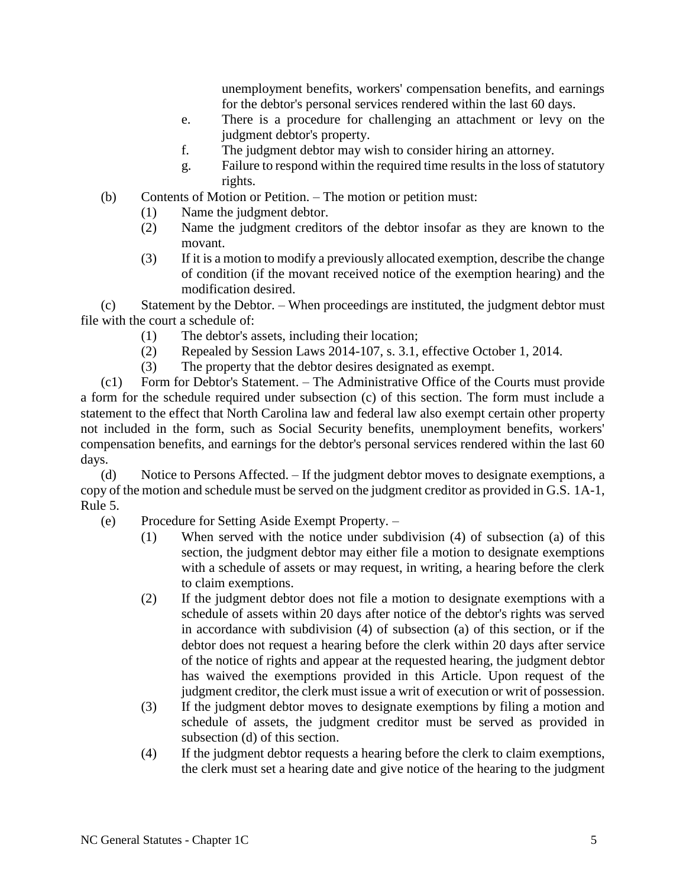unemployment benefits, workers' compensation benefits, and earnings for the debtor's personal services rendered within the last 60 days.

   e. There is a procedure for challenging an attachment or levy on the judgment debtor's property.
   f. The judgment debtor may wish to consider hiring an attorney.
   g. Failure to respond within the required time results in the loss of statutory rights.

(b) Contents of Motion or Petition. – The motion or petition must:

   (1) Name the judgment debtor.
   (2) Name the judgment creditors of the debtor insofar as they are known to the movant.
   (3) If it is a motion to modify a previously allocated exemption, describe the change of condition (if the movant received notice of the exemption hearing) and the modification desired.

(c) Statement by the Debtor. – When proceedings are instituted, the judgment debtor must file with the court a schedule of:

   (1) The debtor's assets, including their location;
   (2) Repealed by Session Laws 2014-107, s. 3.1, effective October 1, 2014.
   (3) The property that the debtor desires designated as exempt.

(c1) Form for Debtor's Statement. – The Administrative Office of the Courts must provide a form for the schedule required under subsection (c) of this section. The form must include a statement to the effect that North Carolina law and federal law also exempt certain other property not included in the form, such as Social Security benefits, unemployment benefits, workers' compensation benefits, and earnings for the debtor's personal services rendered within the last 60 days.

(d) Notice to Persons Affected. – If the judgment debtor moves to designate exemptions, a copy of the motion and schedule must be served on the judgment creditor as provided in G.S. 1A-1, Rule 5.

(e) Procedure for Setting Aside Exempt Property. –

   (1) When served with the notice under subdivision (4) of subsection (a) of this section, the judgment debtor may either file a motion to designate exemptions with a schedule of assets or may request, in writing, a hearing before the clerk to claim exemptions.
   (2) If the judgment debtor does not file a motion to designate exemptions with a schedule of assets within 20 days after notice of the debtor's rights was served in accordance with subdivision (4) of subsection (a) of this section, or if the debtor does not request a hearing before the clerk within 20 days after service of the notice of rights and appear at the requested hearing, the judgment debtor has waived the exemptions provided in this Article. Upon request of the judgment creditor, the clerk must issue a writ of execution or writ of possession.
   (3) If the judgment debtor moves to designate exemptions by filing a motion and schedule of assets, the judgment creditor must be served as provided in subsection (d) of this section.
   (4) If the judgment debtor requests a hearing before the clerk to claim exemptions, the clerk must set a hearing date and give notice of the hearing to the judgment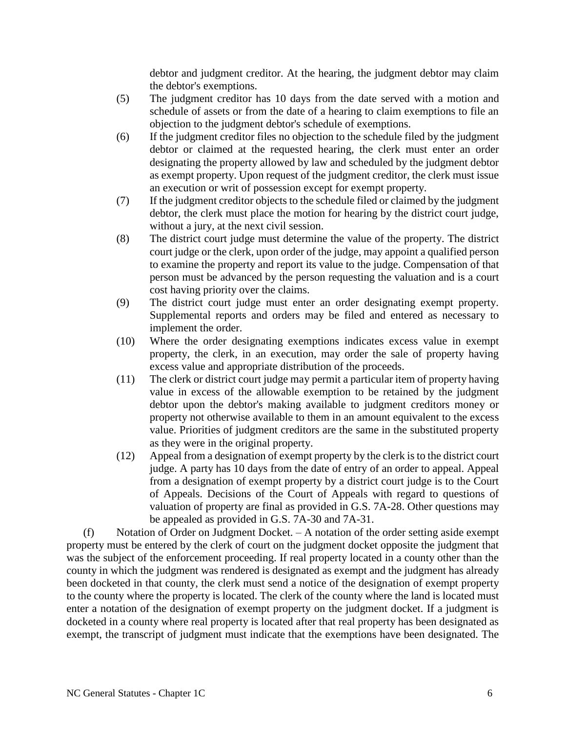debtor and judgment creditor. At the hearing, the judgment debtor may claim the debtor's exemptions.

(5) The judgment creditor has 10 days from the date served with a motion and schedule of assets or from the date of a hearing to claim exemptions to file an objection to the judgment debtor's schedule of exemptions.

(6) If the judgment creditor files no objection to the schedule filed by the judgment debtor or claimed at the requested hearing, the clerk must enter an order designating the property allowed by law and scheduled by the judgment debtor as exempt property. Upon request of the judgment creditor, the clerk must issue an execution or writ of possession except for exempt property.

(7) If the judgment creditor objects to the schedule filed or claimed by the judgment debtor, the clerk must place the motion for hearing by the district court judge, without a jury, at the next civil session.

(8) The district court judge must determine the value of the property. The district court judge or the clerk, upon order of the judge, may appoint a qualified person to examine the property and report its value to the judge. Compensation of that person must be advanced by the person requesting the valuation and is a court cost having priority over the claims.

(9) The district court judge must enter an order designating exempt property. Supplemental reports and orders may be filed and entered as necessary to implement the order.

(10) Where the order designating exemptions indicates excess value in exempt property, the clerk, in an execution, may order the sale of property having excess value and appropriate distribution of the proceeds.

(11) The clerk or district court judge may permit a particular item of property having value in excess of the allowable exemption to be retained by the judgment debtor upon the debtor's making available to judgment creditors money or property not otherwise available to them in an amount equivalent to the excess value. Priorities of judgment creditors are the same in the substituted property as they were in the original property.

(12) Appeal from a designation of exempt property by the clerk is to the district court judge. A party has 10 days from the date of entry of an order to appeal. Appeal from a designation of exempt property by a district court judge is to the Court of Appeals. Decisions of the Court of Appeals with regard to questions of valuation of property are final as provided in G.S. 7A-28. Other questions may be appealed as provided in G.S. 7A-30 and 7A-31.

(f) Notation of Order on Judgment Docket. – A notation of the order setting aside exempt property must be entered by the clerk of court on the judgment docket opposite the judgment that was the subject of the enforcement proceeding. If real property located in a county other than the county in which the judgment was rendered is designated as exempt and the judgment has already been docketed in that county, the clerk must send a notice of the designation of exempt property to the county where the property is located. The clerk of the county where the land is located must enter a notation of the designation of exempt property on the judgment docket. If a judgment is docketed in a county where real property is located after that real property has been designated as exempt, the transcript of judgment must indicate that the exemptions have been designated. The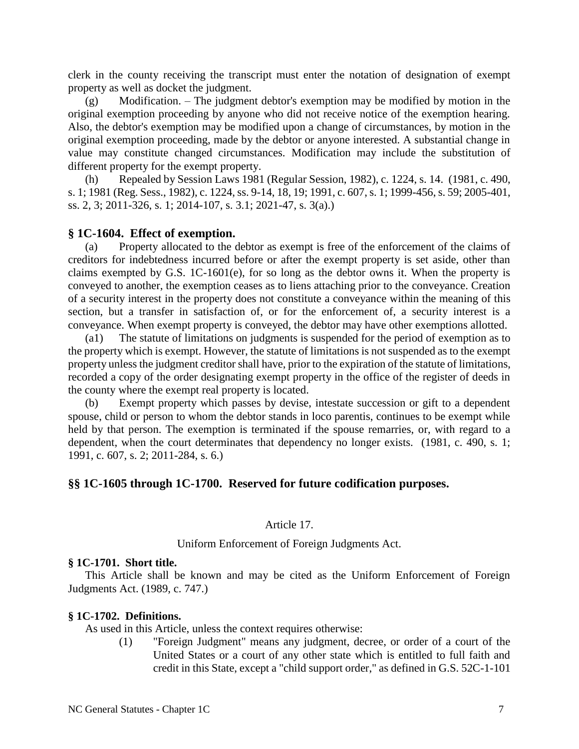clerk in the county receiving the transcript must enter the notation of designation of exempt property as well as docket the judgment.

(g) Modification. – The judgment debtor's exemption may be modified by motion in the original exemption proceeding by anyone who did not receive notice of the exemption hearing. Also, the debtor's exemption may be modified upon a change of circumstances, by motion in the original exemption proceeding, made by the debtor or anyone interested. A substantial change in value may constitute changed circumstances. Modification may include the substitution of different property for the exempt property.

(h) Repealed by Session Laws 1981 (Regular Session, 1982), c. 1224, s. 14. (1981, c. 490, s. 1; 1981 (Reg. Sess., 1982), c. 1224, ss. 9-14, 18, 19; 1991, c. 607, s. 1; 1999-456, s. 59; 2005-401, ss. 2, 3; 2011-326, s. 1; 2014-107, s. 3.1; 2021-47, s. 3(a).)

### § 1C-1604. Effect of exemption.

(a) Property allocated to the debtor as exempt is free of the enforcement of the claims of creditors for indebtedness incurred before or after the exempt property is set aside, other than claims exempted by G.S. 1C-1601(e), for so long as the debtor owns it. When the property is conveyed to another, the exemption ceases as to liens attaching prior to the conveyance. Creation of a security interest in the property does not constitute a conveyance within the meaning of this section, but a transfer in satisfaction of, or for the enforcement of, a security interest is a conveyance. When exempt property is conveyed, the debtor may have other exemptions allotted.

(a1) The statute of limitations on judgments is suspended for the period of exemption as to the property which is exempt. However, the statute of limitations is not suspended as to the exempt property unless the judgment creditor shall have, prior to the expiration of the statute of limitations, recorded a copy of the order designating exempt property in the office of the register of deeds in the county where the exempt real property is located.

(b) Exempt property which passes by devise, intestate succession or gift to a dependent spouse, child or person to whom the debtor stands in loco parentis, continues to be exempt while held by that person. The exemption is terminated if the spouse remarries, or, with regard to a dependent, when the court determinates that dependency no longer exists. (1981, c. 490, s. 1; 1991, c. 607, s. 2; 2011-284, s. 6.)

### §§ 1C-1605 through 1C-1700. Reserved for future codification purposes.

## Article 17.

## Uniform Enforcement of Foreign Judgments Act.

### § 1C-1701. Short title.

This Article shall be known and may be cited as the Uniform Enforcement of Foreign Judgments Act. (1989, c. 747.)

### § 1C-1702. Definitions.

As used in this Article, unless the context requires otherwise:

(1) "Foreign Judgment" means any judgment, decree, or order of a court of the United States or a court of any other state which is entitled to full faith and credit in this State, except a "child support order," as defined in G.S. 52C-1-101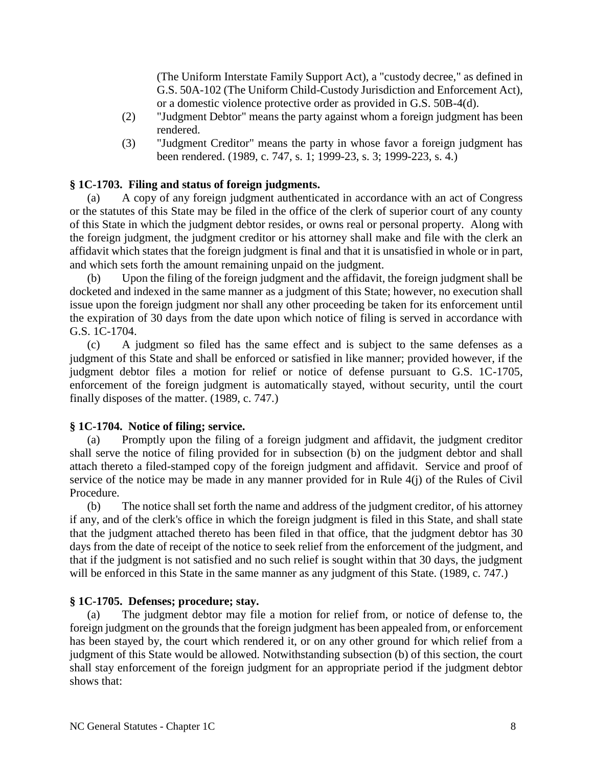(The Uniform Interstate Family Support Act), a "custody decree," as defined in G.S. 50A-102 (The Uniform Child-Custody Jurisdiction and Enforcement Act), or a domestic violence protective order as provided in G.S. 50B-4(d).

(2) "Judgment Debtor" means the party against whom a foreign judgment has been rendered.

(3) "Judgment Creditor" means the party in whose favor a foreign judgment has been rendered. (1989, c. 747, s. 1; 1999-23, s. 3; 1999-223, s. 4.)

**§ 1C-1703. Filing and status of foreign judgments.**

(a) A copy of any foreign judgment authenticated in accordance with an act of Congress or the statutes of this State may be filed in the office of the clerk of superior court of any county of this State in which the judgment debtor resides, or owns real or personal property. Along with the foreign judgment, the judgment creditor or his attorney shall make and file with the clerk an affidavit which states that the foreign judgment is final and that it is unsatisfied in whole or in part, and which sets forth the amount remaining unpaid on the judgment.

(b) Upon the filing of the foreign judgment and the affidavit, the foreign judgment shall be docketed and indexed in the same manner as a judgment of this State; however, no execution shall issue upon the foreign judgment nor shall any other proceeding be taken for its enforcement until the expiration of 30 days from the date upon which notice of filing is served in accordance with G.S. 1C-1704.

(c) A judgment so filed has the same effect and is subject to the same defenses as a judgment of this State and shall be enforced or satisfied in like manner; provided however, if the judgment debtor files a motion for relief or notice of defense pursuant to G.S. 1C-1705, enforcement of the foreign judgment is automatically stayed, without security, until the court finally disposes of the matter. (1989, c. 747.)

**§ 1C-1704. Notice of filing; service.**

(a) Promptly upon the filing of a foreign judgment and affidavit, the judgment creditor shall serve the notice of filing provided for in subsection (b) on the judgment debtor and shall attach thereto a filed-stamped copy of the foreign judgment and affidavit. Service and proof of service of the notice may be made in any manner provided for in Rule 4(j) of the Rules of Civil Procedure.

(b) The notice shall set forth the name and address of the judgment creditor, of his attorney if any, and of the clerk's office in which the foreign judgment is filed in this State, and shall state that the judgment attached thereto has been filed in that office, that the judgment debtor has 30 days from the date of receipt of the notice to seek relief from the enforcement of the judgment, and that if the judgment is not satisfied and no such relief is sought within that 30 days, the judgment will be enforced in this State in the same manner as any judgment of this State. (1989, c. 747.)

**§ 1C-1705. Defenses; procedure; stay.**

(a) The judgment debtor may file a motion for relief from, or notice of defense to, the foreign judgment on the grounds that the foreign judgment has been appealed from, or enforcement has been stayed by, the court which rendered it, or on any other ground for which relief from a judgment of this State would be allowed. Notwithstanding subsection (b) of this section, the court shall stay enforcement of the foreign judgment for an appropriate period if the judgment debtor shows that: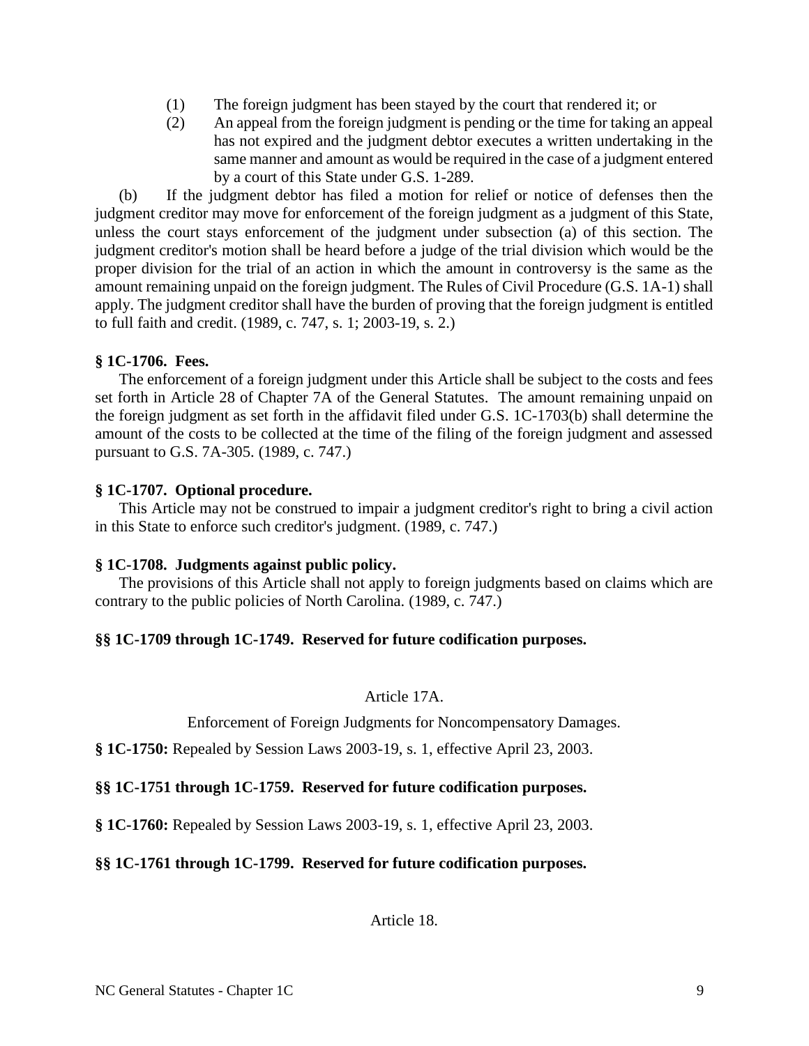(1) The foreign judgment has been stayed by the court that rendered it; or

(2) An appeal from the foreign judgment is pending or the time for taking an appeal has not expired and the judgment debtor executes a written undertaking in the same manner and amount as would be required in the case of a judgment entered by a court of this State under G.S. 1-289.

(b) If the judgment debtor has filed a motion for relief or notice of defenses then the judgment creditor may move for enforcement of the foreign judgment as a judgment of this State, unless the court stays enforcement of the judgment under subsection (a) of this section. The judgment creditor's motion shall be heard before a judge of the trial division which would be the proper division for the trial of an action in which the amount in controversy is the same as the amount remaining unpaid on the foreign judgment. The Rules of Civil Procedure (G.S. 1A-1) shall apply. The judgment creditor shall have the burden of proving that the foreign judgment is entitled to full faith and credit. (1989, c. 747, s. 1; 2003-19, s. 2.)

**§ 1C-1706. Fees.**

The enforcement of a foreign judgment under this Article shall be subject to the costs and fees set forth in Article 28 of Chapter 7A of the General Statutes. The amount remaining unpaid on the foreign judgment as set forth in the affidavit filed under G.S. 1C-1703(b) shall determine the amount of the costs to be collected at the time of the filing of the foreign judgment and assessed pursuant to G.S. 7A-305. (1989, c. 747.)

**§ 1C-1707. Optional procedure.**

This Article may not be construed to impair a judgment creditor's right to bring a civil action in this State to enforce such creditor's judgment. (1989, c. 747.)

**§ 1C-1708. Judgments against public policy.**

The provisions of this Article shall not apply to foreign judgments based on claims which are contrary to the public policies of North Carolina. (1989, c. 747.)

**§§ 1C-1709 through 1C-1749. Reserved for future codification purposes.**

## Article 17A.

## Enforcement of Foreign Judgments for Noncompensatory Damages.

**§ 1C-1750:** Repealed by Session Laws 2003-19, s. 1, effective April 23, 2003.

**§§ 1C-1751 through 1C-1759. Reserved for future codification purposes.**

**§ 1C-1760:** Repealed by Session Laws 2003-19, s. 1, effective April 23, 2003.

**§§ 1C-1761 through 1C-1799. Reserved for future codification purposes.**

## Article 18.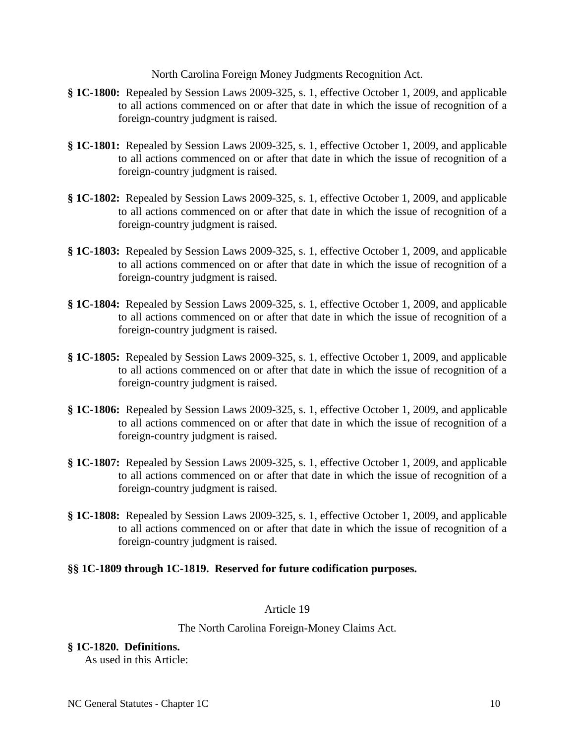North Carolina Foreign Money Judgments Recognition Act.

**§ 1C-1800:** Repealed by Session Laws 2009-325, s. 1, effective October 1, 2009, and applicable to all actions commenced on or after that date in which the issue of recognition of a foreign-country judgment is raised.

**§ 1C-1801:** Repealed by Session Laws 2009-325, s. 1, effective October 1, 2009, and applicable to all actions commenced on or after that date in which the issue of recognition of a foreign-country judgment is raised.

**§ 1C-1802:** Repealed by Session Laws 2009-325, s. 1, effective October 1, 2009, and applicable to all actions commenced on or after that date in which the issue of recognition of a foreign-country judgment is raised.

**§ 1C-1803:** Repealed by Session Laws 2009-325, s. 1, effective October 1, 2009, and applicable to all actions commenced on or after that date in which the issue of recognition of a foreign-country judgment is raised.

**§ 1C-1804:** Repealed by Session Laws 2009-325, s. 1, effective October 1, 2009, and applicable to all actions commenced on or after that date in which the issue of recognition of a foreign-country judgment is raised.

**§ 1C-1805:** Repealed by Session Laws 2009-325, s. 1, effective October 1, 2009, and applicable to all actions commenced on or after that date in which the issue of recognition of a foreign-country judgment is raised.

**§ 1C-1806:** Repealed by Session Laws 2009-325, s. 1, effective October 1, 2009, and applicable to all actions commenced on or after that date in which the issue of recognition of a foreign-country judgment is raised.

**§ 1C-1807:** Repealed by Session Laws 2009-325, s. 1, effective October 1, 2009, and applicable to all actions commenced on or after that date in which the issue of recognition of a foreign-country judgment is raised.

**§ 1C-1808:** Repealed by Session Laws 2009-325, s. 1, effective October 1, 2009, and applicable to all actions commenced on or after that date in which the issue of recognition of a foreign-country judgment is raised.

**§§ 1C-1809 through 1C-1819. Reserved for future codification purposes.**

## Article 19

## The North Carolina Foreign-Money Claims Act.

**§ 1C-1820. Definitions.**

As used in this Article: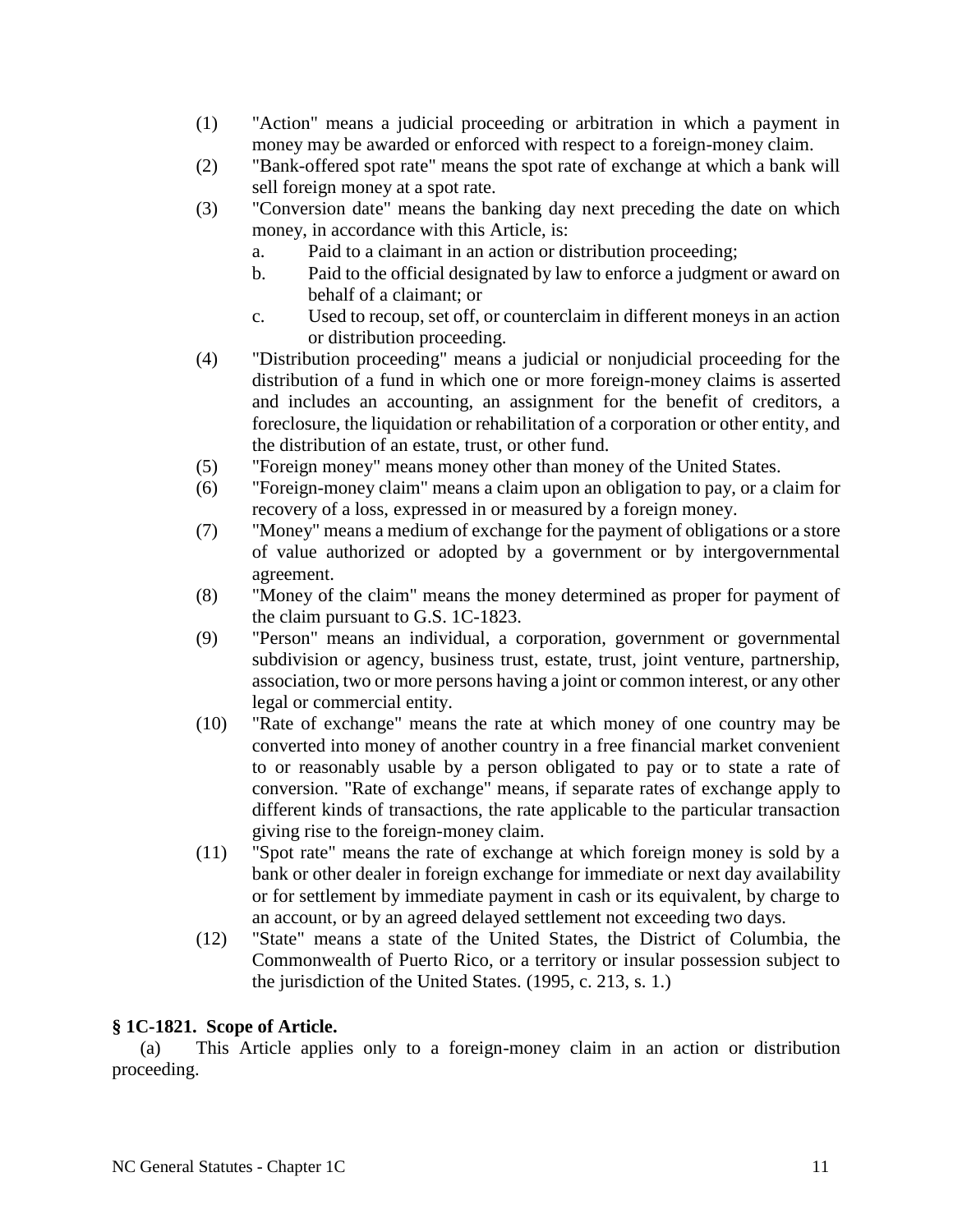(1) "Action" means a judicial proceeding or arbitration in which a payment in money may be awarded or enforced with respect to a foreign-money claim.

(2) "Bank-offered spot rate" means the spot rate of exchange at which a bank will sell foreign money at a spot rate.

(3) "Conversion date" means the banking day next preceding the date on which money, in accordance with this Article, is:

  a. Paid to a claimant in an action or distribution proceeding;

  b. Paid to the official designated by law to enforce a judgment or award on behalf of a claimant; or

  c. Used to recoup, set off, or counterclaim in different moneys in an action or distribution proceeding.

(4) "Distribution proceeding" means a judicial or nonjudicial proceeding for the distribution of a fund in which one or more foreign-money claims is asserted and includes an accounting, an assignment for the benefit of creditors, a foreclosure, the liquidation or rehabilitation of a corporation or other entity, and the distribution of an estate, trust, or other fund.

(5) "Foreign money" means money other than money of the United States.

(6) "Foreign-money claim" means a claim upon an obligation to pay, or a claim for recovery of a loss, expressed in or measured by a foreign money.

(7) "Money" means a medium of exchange for the payment of obligations or a store of value authorized or adopted by a government or by intergovernmental agreement.

(8) "Money of the claim" means the money determined as proper for payment of the claim pursuant to G.S. 1C-1823.

(9) "Person" means an individual, a corporation, government or governmental subdivision or agency, business trust, estate, trust, joint venture, partnership, association, two or more persons having a joint or common interest, or any other legal or commercial entity.

(10) "Rate of exchange" means the rate at which money of one country may be converted into money of another country in a free financial market convenient to or reasonably usable by a person obligated to pay or to state a rate of conversion. "Rate of exchange" means, if separate rates of exchange apply to different kinds of transactions, the rate applicable to the particular transaction giving rise to the foreign-money claim.

(11) "Spot rate" means the rate of exchange at which foreign money is sold by a bank or other dealer in foreign exchange for immediate or next day availability or for settlement by immediate payment in cash or its equivalent, by charge to an account, or by an agreed delayed settlement not exceeding two days.

(12) "State" means a state of the United States, the District of Columbia, the Commonwealth of Puerto Rico, or a territory or insular possession subject to the jurisdiction of the United States. (1995, c. 213, s. 1.)

### § 1C-1821. Scope of Article.

(a) This Article applies only to a foreign-money claim in an action or distribution proceeding.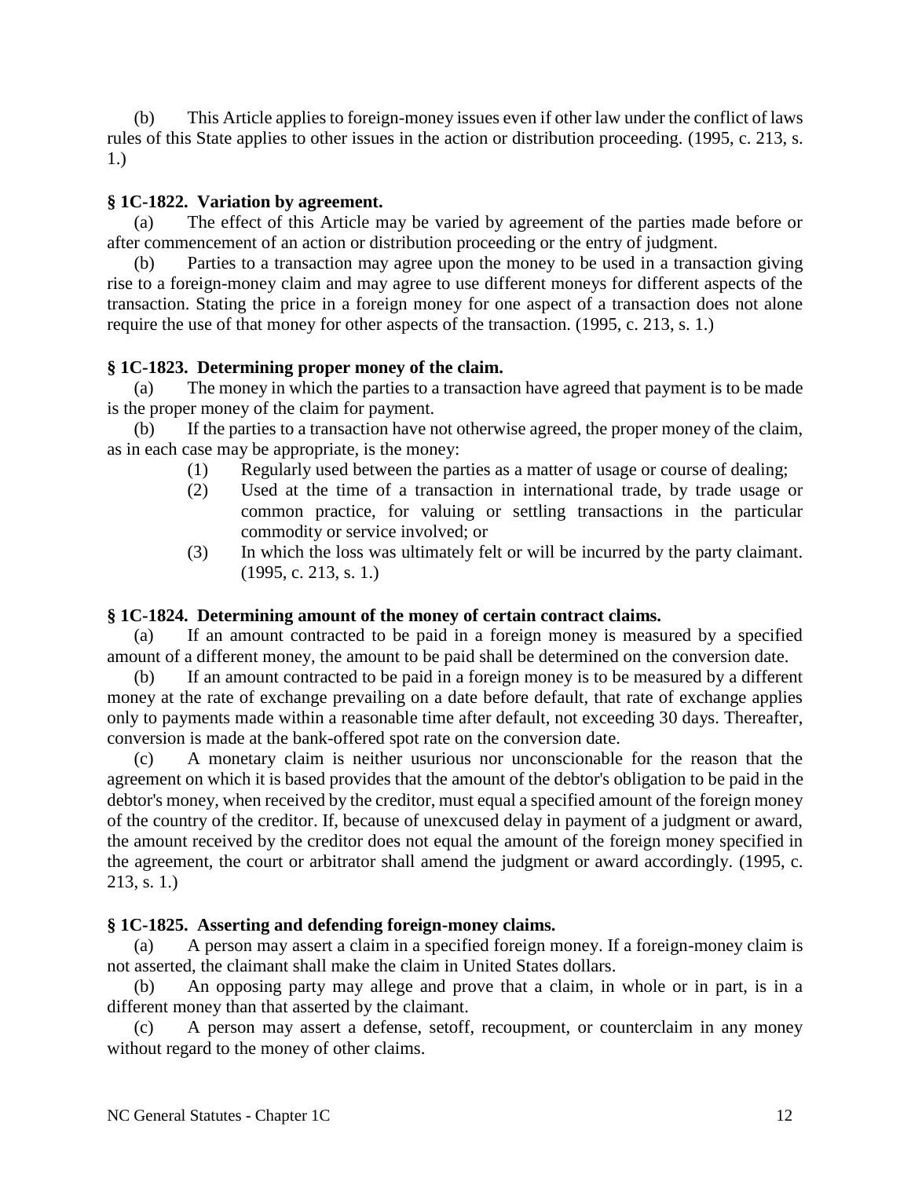(b) This Article applies to foreign-money issues even if other law under the conflict of laws rules of this State applies to other issues in the action or distribution proceeding. (1995, c. 213, s. 1.)

**§ 1C-1822. Variation by agreement.**

(a) The effect of this Article may be varied by agreement of the parties made before or after commencement of an action or distribution proceeding or the entry of judgment.

(b) Parties to a transaction may agree upon the money to be used in a transaction giving rise to a foreign-money claim and may agree to use different moneys for different aspects of the transaction. Stating the price in a foreign money for one aspect of a transaction does not alone require the use of that money for other aspects of the transaction. (1995, c. 213, s. 1.)

**§ 1C-1823. Determining proper money of the claim.**

(a) The money in which the parties to a transaction have agreed that payment is to be made is the proper money of the claim for payment.

(b) If the parties to a transaction have not otherwise agreed, the proper money of the claim, as in each case may be appropriate, is the money:

(1) Regularly used between the parties as a matter of usage or course of dealing;

(2) Used at the time of a transaction in international trade, by trade usage or common practice, for valuing or settling transactions in the particular commodity or service involved; or

(3) In which the loss was ultimately felt or will be incurred by the party claimant. (1995, c. 213, s. 1.)

**§ 1C-1824. Determining amount of the money of certain contract claims.**

(a) If an amount contracted to be paid in a foreign money is measured by a specified amount of a different money, the amount to be paid shall be determined on the conversion date.

(b) If an amount contracted to be paid in a foreign money is to be measured by a different money at the rate of exchange prevailing on a date before default, that rate of exchange applies only to payments made within a reasonable time after default, not exceeding 30 days. Thereafter, conversion is made at the bank-offered spot rate on the conversion date.

(c) A monetary claim is neither usurious nor unconscionable for the reason that the agreement on which it is based provides that the amount of the debtor's obligation to be paid in the debtor's money, when received by the creditor, must equal a specified amount of the foreign money of the country of the creditor. If, because of unexcused delay in payment of a judgment or award, the amount received by the creditor does not equal the amount of the foreign money specified in the agreement, the court or arbitrator shall amend the judgment or award accordingly. (1995, c. 213, s. 1.)

**§ 1C-1825. Asserting and defending foreign-money claims.**

(a) A person may assert a claim in a specified foreign money. If a foreign-money claim is not asserted, the claimant shall make the claim in United States dollars.

(b) An opposing party may allege and prove that a claim, in whole or in part, is in a different money than that asserted by the claimant.

(c) A person may assert a defense, setoff, recoupment, or counterclaim in any money without regard to the money of other claims.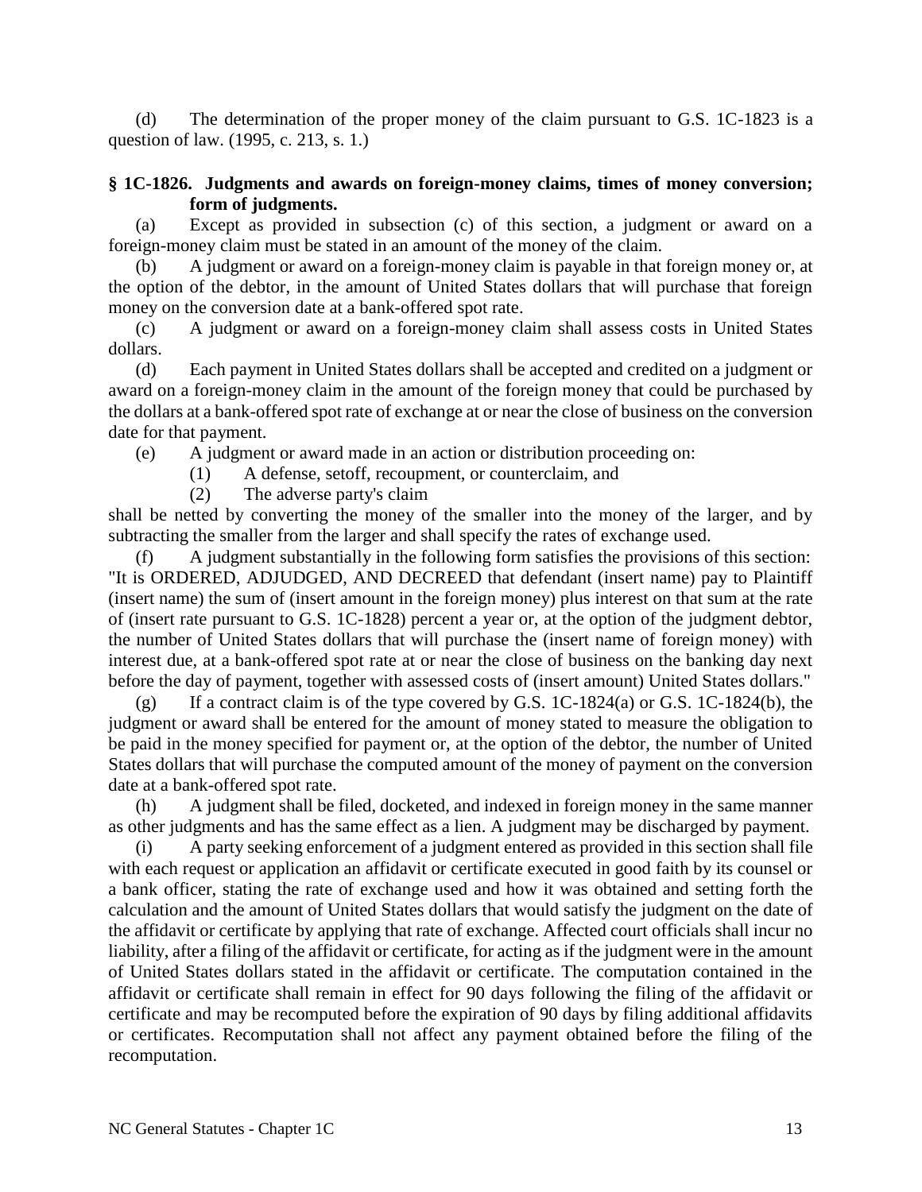(d) The determination of the proper money of the claim pursuant to G.S. 1C-1823 is a question of law. (1995, c. 213, s. 1.)

### § 1C-1826. Judgments and awards on foreign-money claims, times of money conversion; form of judgments.

(a) Except as provided in subsection (c) of this section, a judgment or award on a foreign-money claim must be stated in an amount of the money of the claim.

(b) A judgment or award on a foreign-money claim is payable in that foreign money or, at the option of the debtor, in the amount of United States dollars that will purchase that foreign money on the conversion date at a bank-offered spot rate.

(c) A judgment or award on a foreign-money claim shall assess costs in United States dollars.

(d) Each payment in United States dollars shall be accepted and credited on a judgment or award on a foreign-money claim in the amount of the foreign money that could be purchased by the dollars at a bank-offered spot rate of exchange at or near the close of business on the conversion date for that payment.

(e) A judgment or award made in an action or distribution proceeding on:

(1) A defense, setoff, recoupment, or counterclaim, and

(2) The adverse party's claim

shall be netted by converting the money of the smaller into the money of the larger, and by subtracting the smaller from the larger and shall specify the rates of exchange used.

(f) A judgment substantially in the following form satisfies the provisions of this section: "It is ORDERED, ADJUDGED, AND DECREED that defendant (insert name) pay to Plaintiff (insert name) the sum of (insert amount in the foreign money) plus interest on that sum at the rate of (insert rate pursuant to G.S. 1C-1828) percent a year or, at the option of the judgment debtor, the number of United States dollars that will purchase the (insert name of foreign money) with interest due, at a bank-offered spot rate at or near the close of business on the banking day next before the day of payment, together with assessed costs of (insert amount) United States dollars."

(g) If a contract claim is of the type covered by G.S. 1C-1824(a) or G.S. 1C-1824(b), the judgment or award shall be entered for the amount of money stated to measure the obligation to be paid in the money specified for payment or, at the option of the debtor, the number of United States dollars that will purchase the computed amount of the money of payment on the conversion date at a bank-offered spot rate.

(h) A judgment shall be filed, docketed, and indexed in foreign money in the same manner as other judgments and has the same effect as a lien. A judgment may be discharged by payment.

(i) A party seeking enforcement of a judgment entered as provided in this section shall file with each request or application an affidavit or certificate executed in good faith by its counsel or a bank officer, stating the rate of exchange used and how it was obtained and setting forth the calculation and the amount of United States dollars that would satisfy the judgment on the date of the affidavit or certificate by applying that rate of exchange. Affected court officials shall incur no liability, after a filing of the affidavit or certificate, for acting as if the judgment were in the amount of United States dollars stated in the affidavit or certificate. The computation contained in the affidavit or certificate shall remain in effect for 90 days following the filing of the affidavit or certificate and may be recomputed before the expiration of 90 days by filing additional affidavits or certificates. Recomputation shall not affect any payment obtained before the filing of the recomputation.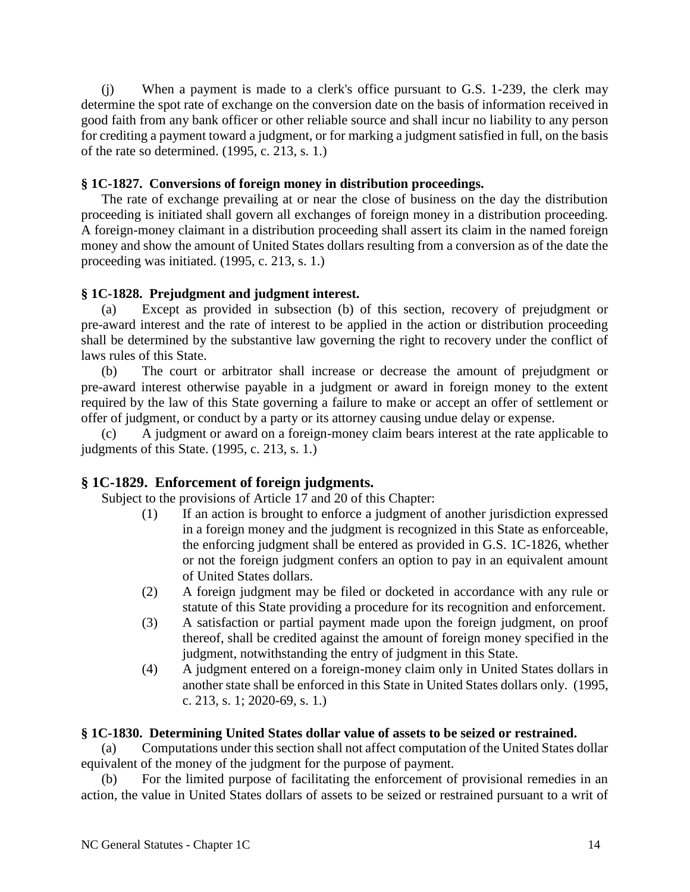(j) When a payment is made to a clerk's office pursuant to G.S. 1-239, the clerk may determine the spot rate of exchange on the conversion date on the basis of information received in good faith from any bank officer or other reliable source and shall incur no liability to any person for crediting a payment toward a judgment, or for marking a judgment satisfied in full, on the basis of the rate so determined. (1995, c. 213, s. 1.)

### § 1C-1827. Conversions of foreign money in distribution proceedings.

The rate of exchange prevailing at or near the close of business on the day the distribution proceeding is initiated shall govern all exchanges of foreign money in a distribution proceeding. A foreign-money claimant in a distribution proceeding shall assert its claim in the named foreign money and show the amount of United States dollars resulting from a conversion as of the date the proceeding was initiated. (1995, c. 213, s. 1.)

### § 1C-1828. Prejudgment and judgment interest.

(a) Except as provided in subsection (b) of this section, recovery of prejudgment or pre-award interest and the rate of interest to be applied in the action or distribution proceeding shall be determined by the substantive law governing the right to recovery under the conflict of laws rules of this State.

(b) The court or arbitrator shall increase or decrease the amount of prejudgment or pre-award interest otherwise payable in a judgment or award in foreign money to the extent required by the law of this State governing a failure to make or accept an offer of settlement or offer of judgment, or conduct by a party or its attorney causing undue delay or expense.

(c) A judgment or award on a foreign-money claim bears interest at the rate applicable to judgments of this State. (1995, c. 213, s. 1.)

### § 1C-1829. Enforcement of foreign judgments.

Subject to the provisions of Article 17 and 20 of this Chapter:

(1) If an action is brought to enforce a judgment of another jurisdiction expressed in a foreign money and the judgment is recognized in this State as enforceable, the enforcing judgment shall be entered as provided in G.S. 1C-1826, whether or not the foreign judgment confers an option to pay in an equivalent amount of United States dollars.

(2) A foreign judgment may be filed or docketed in accordance with any rule or statute of this State providing a procedure for its recognition and enforcement.

(3) A satisfaction or partial payment made upon the foreign judgment, on proof thereof, shall be credited against the amount of foreign money specified in the judgment, notwithstanding the entry of judgment in this State.

(4) A judgment entered on a foreign-money claim only in United States dollars in another state shall be enforced in this State in United States dollars only. (1995, c. 213, s. 1; 2020-69, s. 1.)

### § 1C-1830. Determining United States dollar value of assets to be seized or restrained.

(a) Computations under this section shall not affect computation of the United States dollar equivalent of the money of the judgment for the purpose of payment.

(b) For the limited purpose of facilitating the enforcement of provisional remedies in an action, the value in United States dollars of assets to be seized or restrained pursuant to a writ of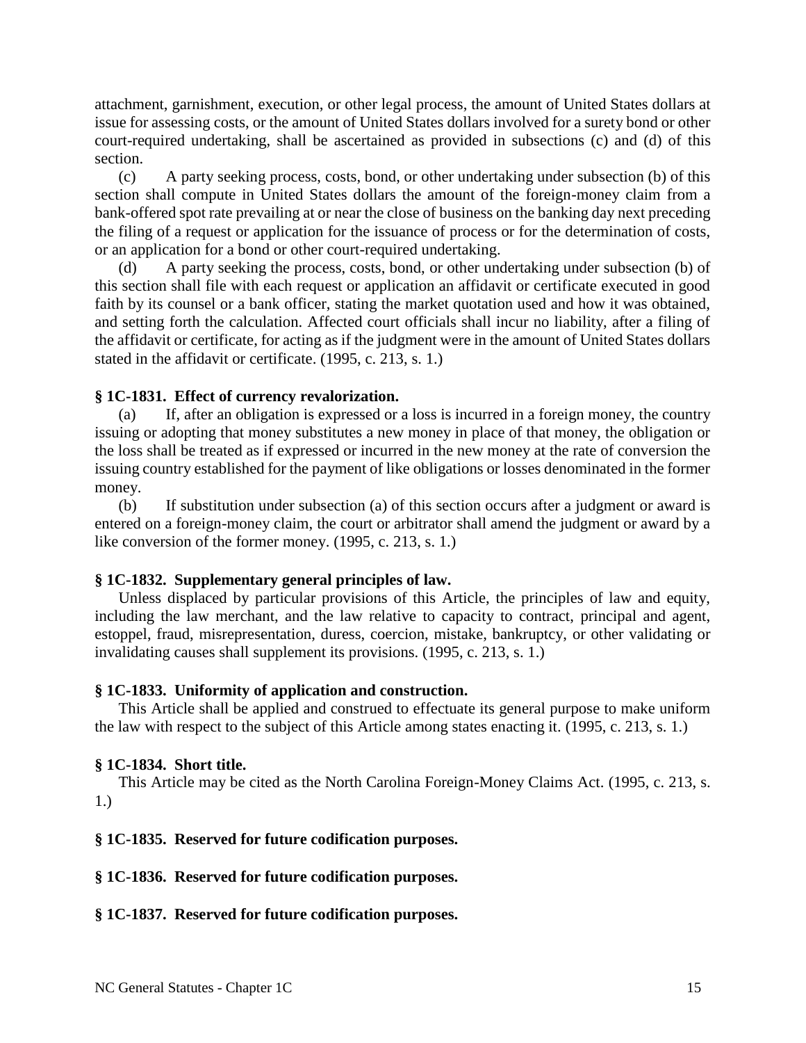attachment, garnishment, execution, or other legal process, the amount of United States dollars at issue for assessing costs, or the amount of United States dollars involved for a surety bond or other court-required undertaking, shall be ascertained as provided in subsections (c) and (d) of this section.

(c) A party seeking process, costs, bond, or other undertaking under subsection (b) of this section shall compute in United States dollars the amount of the foreign-money claim from a bank-offered spot rate prevailing at or near the close of business on the banking day next preceding the filing of a request or application for the issuance of process or for the determination of costs, or an application for a bond or other court-required undertaking.

(d) A party seeking the process, costs, bond, or other undertaking under subsection (b) of this section shall file with each request or application an affidavit or certificate executed in good faith by its counsel or a bank officer, stating the market quotation used and how it was obtained, and setting forth the calculation. Affected court officials shall incur no liability, after a filing of the affidavit or certificate, for acting as if the judgment were in the amount of United States dollars stated in the affidavit or certificate. (1995, c. 213, s. 1.)

**§ 1C-1831. Effect of currency revalorization.**

(a) If, after an obligation is expressed or a loss is incurred in a foreign money, the country issuing or adopting that money substitutes a new money in place of that money, the obligation or the loss shall be treated as if expressed or incurred in the new money at the rate of conversion the issuing country established for the payment of like obligations or losses denominated in the former money.

(b) If substitution under subsection (a) of this section occurs after a judgment or award is entered on a foreign-money claim, the court or arbitrator shall amend the judgment or award by a like conversion of the former money. (1995, c. 213, s. 1.)

**§ 1C-1832. Supplementary general principles of law.**

Unless displaced by particular provisions of this Article, the principles of law and equity, including the law merchant, and the law relative to capacity to contract, principal and agent, estoppel, fraud, misrepresentation, duress, coercion, mistake, bankruptcy, or other validating or invalidating causes shall supplement its provisions. (1995, c. 213, s. 1.)

**§ 1C-1833. Uniformity of application and construction.**

This Article shall be applied and construed to effectuate its general purpose to make uniform the law with respect to the subject of this Article among states enacting it. (1995, c. 213, s. 1.)

**§ 1C-1834. Short title.**

This Article may be cited as the North Carolina Foreign-Money Claims Act. (1995, c. 213, s. 1.)

**§ 1C-1835. Reserved for future codification purposes.**

**§ 1C-1836. Reserved for future codification purposes.**

**§ 1C-1837. Reserved for future codification purposes.**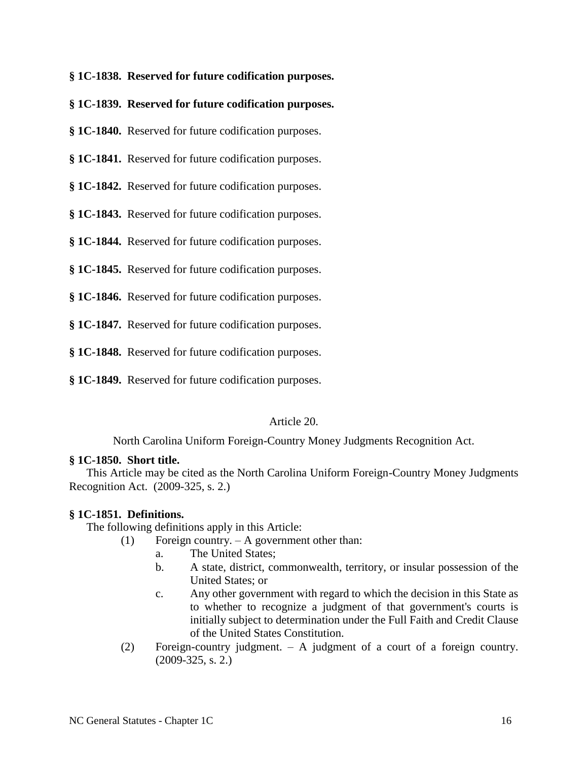**§ 1C-1838. Reserved for future codification purposes.**

**§ 1C-1839. Reserved for future codification purposes.**

**§ 1C-1840.** Reserved for future codification purposes.

**§ 1C-1841.** Reserved for future codification purposes.

**§ 1C-1842.** Reserved for future codification purposes.

**§ 1C-1843.** Reserved for future codification purposes.

**§ 1C-1844.** Reserved for future codification purposes.

**§ 1C-1845.** Reserved for future codification purposes.

**§ 1C-1846.** Reserved for future codification purposes.

**§ 1C-1847.** Reserved for future codification purposes.

**§ 1C-1848.** Reserved for future codification purposes.

**§ 1C-1849.** Reserved for future codification purposes.

## Article 20.

## North Carolina Uniform Foreign-Country Money Judgments Recognition Act.

**§ 1C-1850. Short title.**

This Article may be cited as the North Carolina Uniform Foreign-Country Money Judgments Recognition Act. (2009-325, s. 2.)

**§ 1C-1851. Definitions.**

The following definitions apply in this Article:

(1) Foreign country. – A government other than:
  a. The United States;
  b. A state, district, commonwealth, territory, or insular possession of the United States; or
  c. Any other government with regard to which the decision in this State as to whether to recognize a judgment of that government's courts is initially subject to determination under the Full Faith and Credit Clause of the United States Constitution.

(2) Foreign-country judgment. – A judgment of a court of a foreign country. (2009-325, s. 2.)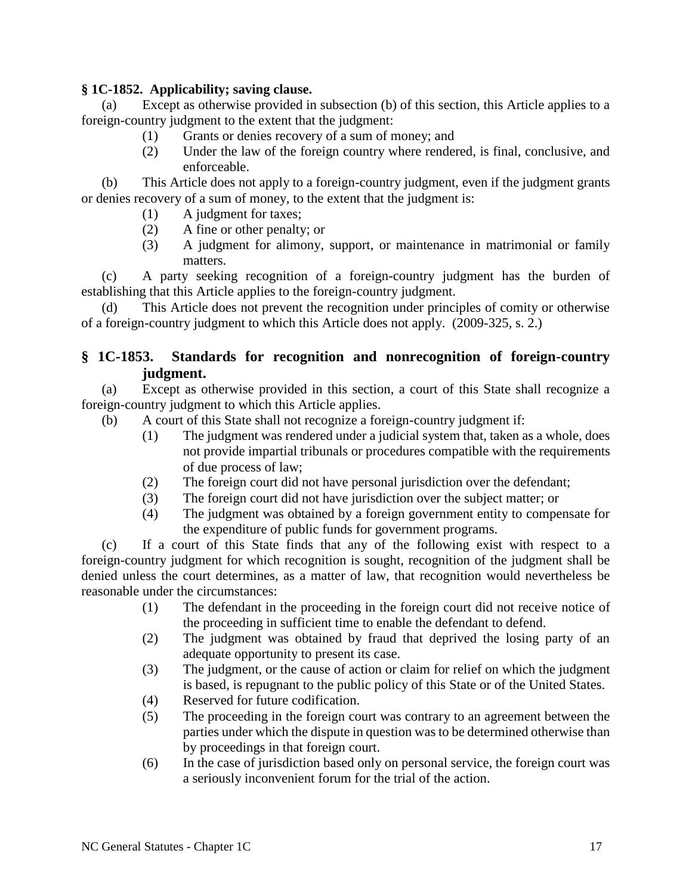**§ 1C-1852. Applicability; saving clause.**

(a) Except as otherwise provided in subsection (b) of this section, this Article applies to a foreign-country judgment to the extent that the judgment:

(1) Grants or denies recovery of a sum of money; and

(2) Under the law of the foreign country where rendered, is final, conclusive, and enforceable.

(b) This Article does not apply to a foreign-country judgment, even if the judgment grants or denies recovery of a sum of money, to the extent that the judgment is:

(1) A judgment for taxes;

(2) A fine or other penalty; or

(3) A judgment for alimony, support, or maintenance in matrimonial or family matters.

(c) A party seeking recognition of a foreign-country judgment has the burden of establishing that this Article applies to the foreign-country judgment.

(d) This Article does not prevent the recognition under principles of comity or otherwise of a foreign-country judgment to which this Article does not apply. (2009-325, s. 2.)

**§ 1C-1853. Standards for recognition and nonrecognition of foreign-country judgment.**

(a) Except as otherwise provided in this section, a court of this State shall recognize a foreign-country judgment to which this Article applies.

(b) A court of this State shall not recognize a foreign-country judgment if:

(1) The judgment was rendered under a judicial system that, taken as a whole, does not provide impartial tribunals or procedures compatible with the requirements of due process of law;

(2) The foreign court did not have personal jurisdiction over the defendant;

(3) The foreign court did not have jurisdiction over the subject matter; or

(4) The judgment was obtained by a foreign government entity to compensate for the expenditure of public funds for government programs.

(c) If a court of this State finds that any of the following exist with respect to a foreign-country judgment for which recognition is sought, recognition of the judgment shall be denied unless the court determines, as a matter of law, that recognition would nevertheless be reasonable under the circumstances:

(1) The defendant in the proceeding in the foreign court did not receive notice of the proceeding in sufficient time to enable the defendant to defend.

(2) The judgment was obtained by fraud that deprived the losing party of an adequate opportunity to present its case.

(3) The judgment, or the cause of action or claim for relief on which the judgment is based, is repugnant to the public policy of this State or of the United States.

(4) Reserved for future codification.

(5) The proceeding in the foreign court was contrary to an agreement between the parties under which the dispute in question was to be determined otherwise than by proceedings in that foreign court.

(6) In the case of jurisdiction based only on personal service, the foreign court was a seriously inconvenient forum for the trial of the action.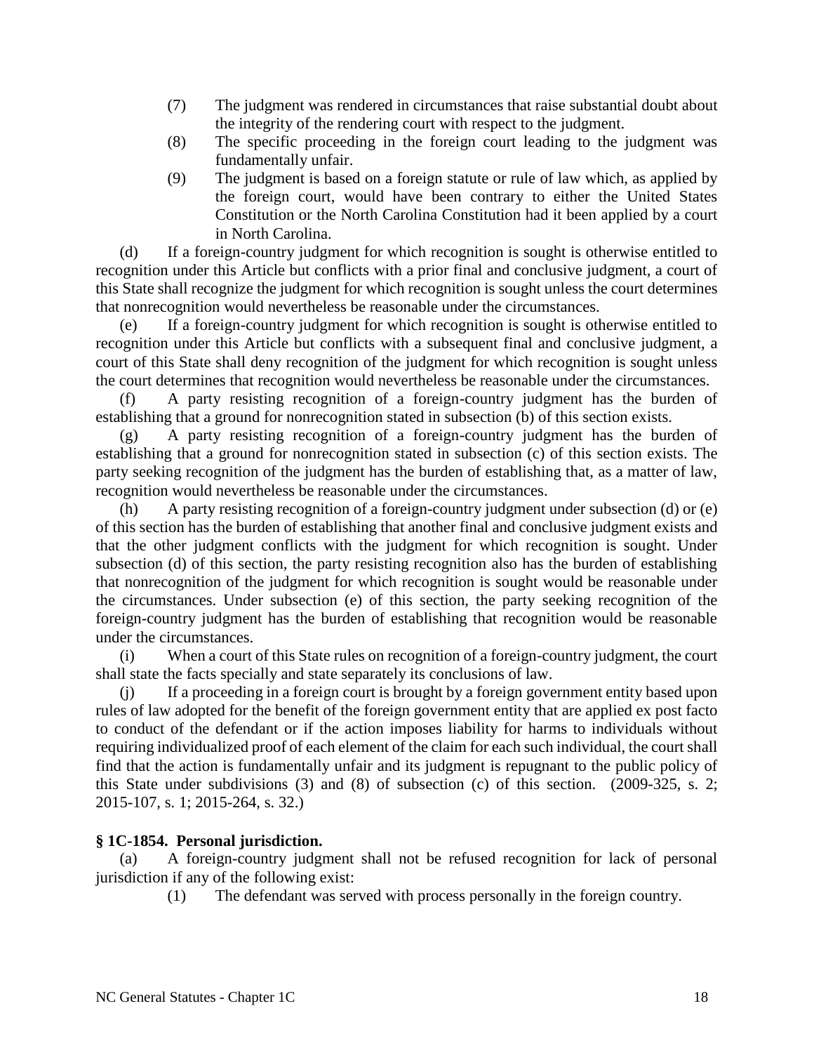(7) The judgment was rendered in circumstances that raise substantial doubt about the integrity of the rendering court with respect to the judgment.

(8) The specific proceeding in the foreign court leading to the judgment was fundamentally unfair.

(9) The judgment is based on a foreign statute or rule of law which, as applied by the foreign court, would have been contrary to either the United States Constitution or the North Carolina Constitution had it been applied by a court in North Carolina.

(d) If a foreign-country judgment for which recognition is sought is otherwise entitled to recognition under this Article but conflicts with a prior final and conclusive judgment, a court of this State shall recognize the judgment for which recognition is sought unless the court determines that nonrecognition would nevertheless be reasonable under the circumstances.

(e) If a foreign-country judgment for which recognition is sought is otherwise entitled to recognition under this Article but conflicts with a subsequent final and conclusive judgment, a court of this State shall deny recognition of the judgment for which recognition is sought unless the court determines that recognition would nevertheless be reasonable under the circumstances.

(f) A party resisting recognition of a foreign-country judgment has the burden of establishing that a ground for nonrecognition stated in subsection (b) of this section exists.

(g) A party resisting recognition of a foreign-country judgment has the burden of establishing that a ground for nonrecognition stated in subsection (c) of this section exists. The party seeking recognition of the judgment has the burden of establishing that, as a matter of law, recognition would nevertheless be reasonable under the circumstances.

(h) A party resisting recognition of a foreign-country judgment under subsection (d) or (e) of this section has the burden of establishing that another final and conclusive judgment exists and that the other judgment conflicts with the judgment for which recognition is sought. Under subsection (d) of this section, the party resisting recognition also has the burden of establishing that nonrecognition of the judgment for which recognition is sought would be reasonable under the circumstances. Under subsection (e) of this section, the party seeking recognition of the foreign-country judgment has the burden of establishing that recognition would be reasonable under the circumstances.

(i) When a court of this State rules on recognition of a foreign-country judgment, the court shall state the facts specially and state separately its conclusions of law.

(j) If a proceeding in a foreign court is brought by a foreign government entity based upon rules of law adopted for the benefit of the foreign government entity that are applied ex post facto to conduct of the defendant or if the action imposes liability for harms to individuals without requiring individualized proof of each element of the claim for each such individual, the court shall find that the action is fundamentally unfair and its judgment is repugnant to the public policy of this State under subdivisions (3) and (8) of subsection (c) of this section. (2009-325, s. 2; 2015-107, s. 1; 2015-264, s. 32.)

**§ 1C-1854. Personal jurisdiction.**

(a) A foreign-country judgment shall not be refused recognition for lack of personal jurisdiction if any of the following exist:

(1) The defendant was served with process personally in the foreign country.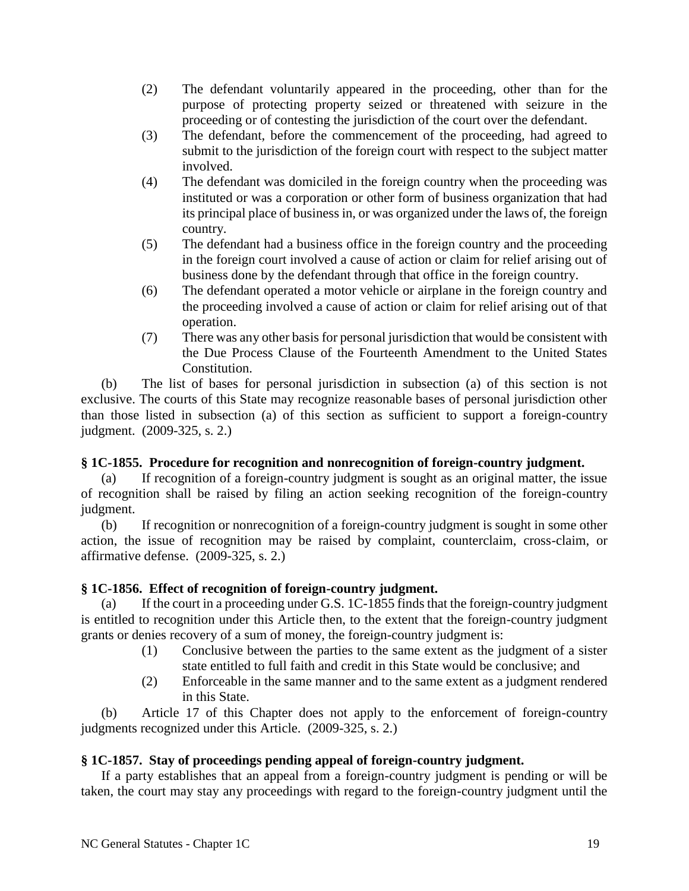(2) The defendant voluntarily appeared in the proceeding, other than for the purpose of protecting property seized or threatened with seizure in the proceeding or of contesting the jurisdiction of the court over the defendant.

(3) The defendant, before the commencement of the proceeding, had agreed to submit to the jurisdiction of the foreign court with respect to the subject matter involved.

(4) The defendant was domiciled in the foreign country when the proceeding was instituted or was a corporation or other form of business organization that had its principal place of business in, or was organized under the laws of, the foreign country.

(5) The defendant had a business office in the foreign country and the proceeding in the foreign court involved a cause of action or claim for relief arising out of business done by the defendant through that office in the foreign country.

(6) The defendant operated a motor vehicle or airplane in the foreign country and the proceeding involved a cause of action or claim for relief arising out of that operation.

(7) There was any other basis for personal jurisdiction that would be consistent with the Due Process Clause of the Fourteenth Amendment to the United States Constitution.

(b) The list of bases for personal jurisdiction in subsection (a) of this section is not exclusive. The courts of this State may recognize reasonable bases of personal jurisdiction other than those listed in subsection (a) of this section as sufficient to support a foreign-country judgment. (2009-325, s. 2.)

**§ 1C-1855. Procedure for recognition and nonrecognition of foreign-country judgment.**

(a) If recognition of a foreign-country judgment is sought as an original matter, the issue of recognition shall be raised by filing an action seeking recognition of the foreign-country judgment.

(b) If recognition or nonrecognition of a foreign-country judgment is sought in some other action, the issue of recognition may be raised by complaint, counterclaim, cross-claim, or affirmative defense. (2009-325, s. 2.)

**§ 1C-1856. Effect of recognition of foreign-country judgment.**

(a) If the court in a proceeding under G.S. 1C-1855 finds that the foreign-country judgment is entitled to recognition under this Article then, to the extent that the foreign-country judgment grants or denies recovery of a sum of money, the foreign-country judgment is:

(1) Conclusive between the parties to the same extent as the judgment of a sister state entitled to full faith and credit in this State would be conclusive; and

(2) Enforceable in the same manner and to the same extent as a judgment rendered in this State.

(b) Article 17 of this Chapter does not apply to the enforcement of foreign-country judgments recognized under this Article. (2009-325, s. 2.)

**§ 1C-1857. Stay of proceedings pending appeal of foreign-country judgment.**

If a party establishes that an appeal from a foreign-country judgment is pending or will be taken, the court may stay any proceedings with regard to the foreign-country judgment until the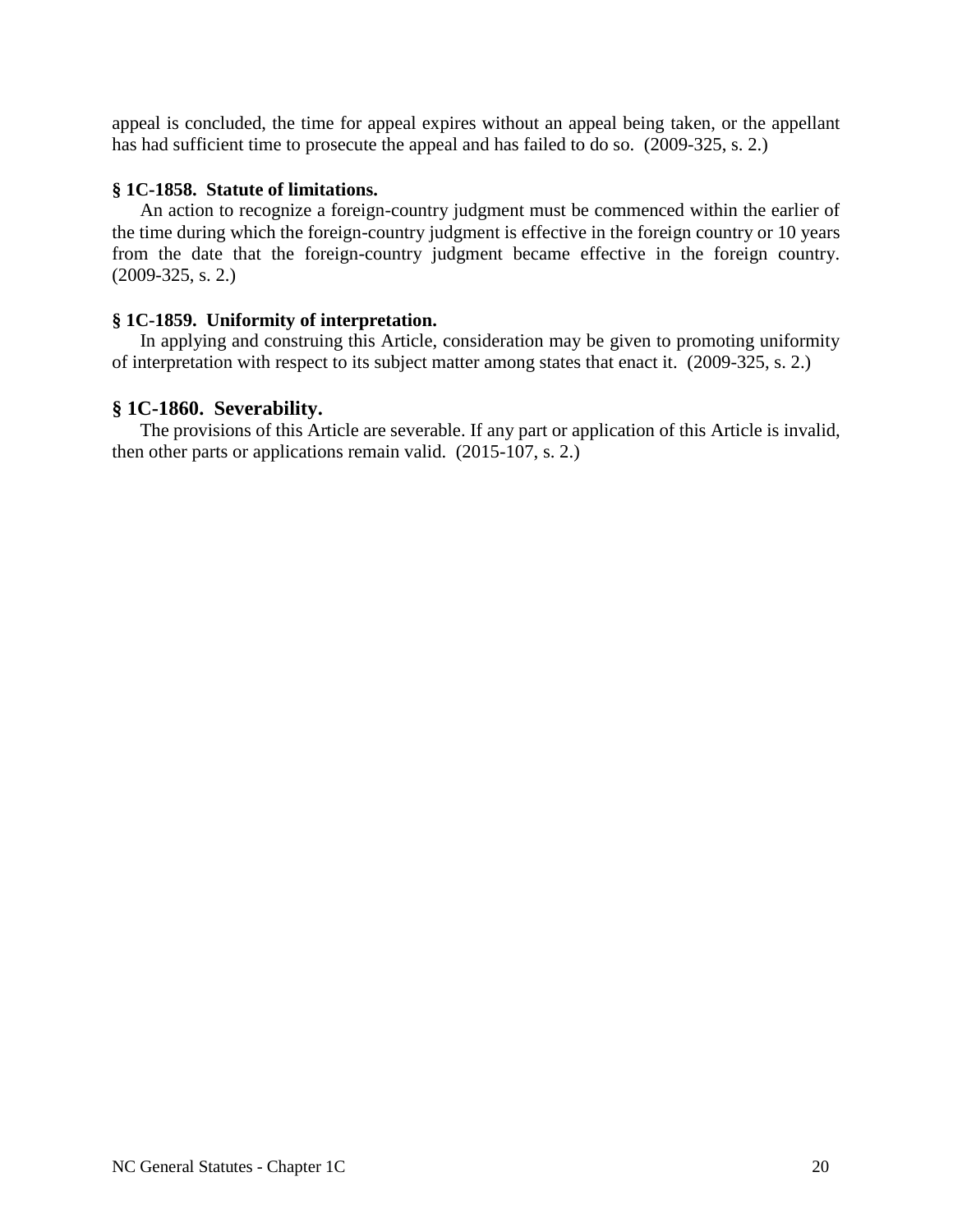appeal is concluded, the time for appeal expires without an appeal being taken, or the appellant has had sufficient time to prosecute the appeal and has failed to do so. (2009-325, s. 2.)

### § 1C-1858. Statute of limitations.

An action to recognize a foreign-country judgment must be commenced within the earlier of the time during which the foreign-country judgment is effective in the foreign country or 10 years from the date that the foreign-country judgment became effective in the foreign country. (2009-325, s. 2.)

### § 1C-1859. Uniformity of interpretation.

In applying and construing this Article, consideration may be given to promoting uniformity of interpretation with respect to its subject matter among states that enact it. (2009-325, s. 2.)

### § 1C-1860. Severability.

The provisions of this Article are severable. If any part or application of this Article is invalid, then other parts or applications remain valid. (2015-107, s. 2.)